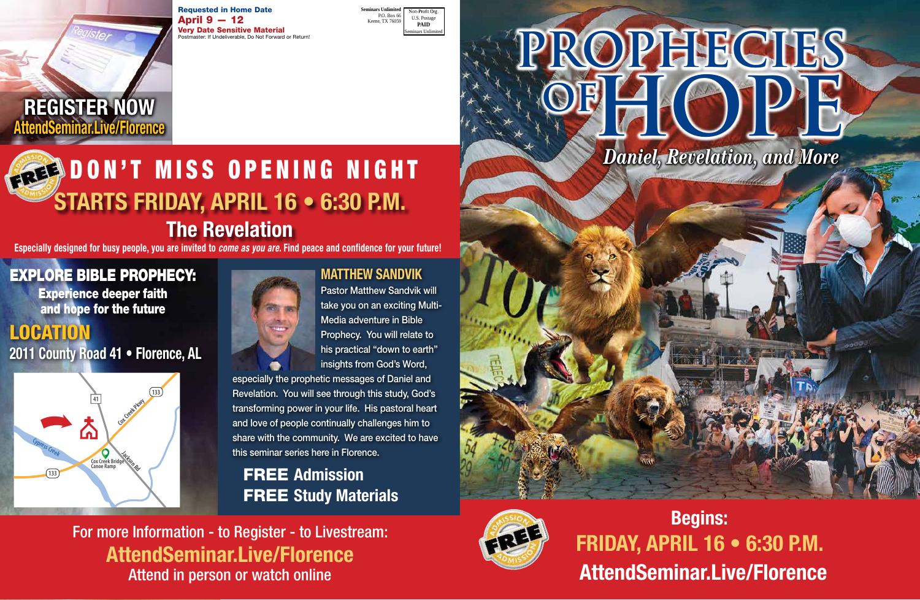**REGISTER NOW**
AttendSeminar.Live/Florence

Requested in Home Date
**April 9 — 12**
**Very Date Sensitive Material**
Postmaster: If Undeliverable, Do Not Forward or Return!

Seminars Unlimited
P.O. Box 66
Keene, TX 76059

Non-Profit Org.
U.S. Postage
PAID
Seminars Unlimited

# PROPHECIES OF HOPE

*Daniel, Revelation, and More*

FREE ADMISSION

## DON'T MISS OPENING NIGHT

## STARTS FRIDAY, APRIL 16 • 6:30 P.M.

### The Revelation

Especially designed for busy people, you are invited to *come as you are.* Find peace and confidence for your future!

## EXPLORE BIBLE PROPHECY:

**Experience deeper faith and hope for the future**

## LOCATION

2011 County Road 41 • Florence, AL

41 · 133 · Cox Creek Pkwy · Cypress Creek · Cox Creek Bridge Canoe Ramp · Jackson Rd · 133

## MATTHEW SANDVIK

Pastor Matthew Sandvik will take you on an exciting Multi-Media adventure in Bible Prophecy. You will relate to his practical "down to earth" insights from God's Word, especially the prophetic messages of Daniel and Revelation. You will see through this study, God's transforming power in your life. His pastoral heart and love of people continually challenges him to share with the community. We are excited to have this seminar series here in Florence.

**FREE Admission**
**FREE Study Materials**

For more Information - to Register - to Livestream:
**AttendSeminar.Live/Florence**
Attend in person or watch online

FREE ADMISSION

**Begins:**
**FRIDAY, APRIL 16 • 6:30 P.M.**
**AttendSeminar.Live/Florence**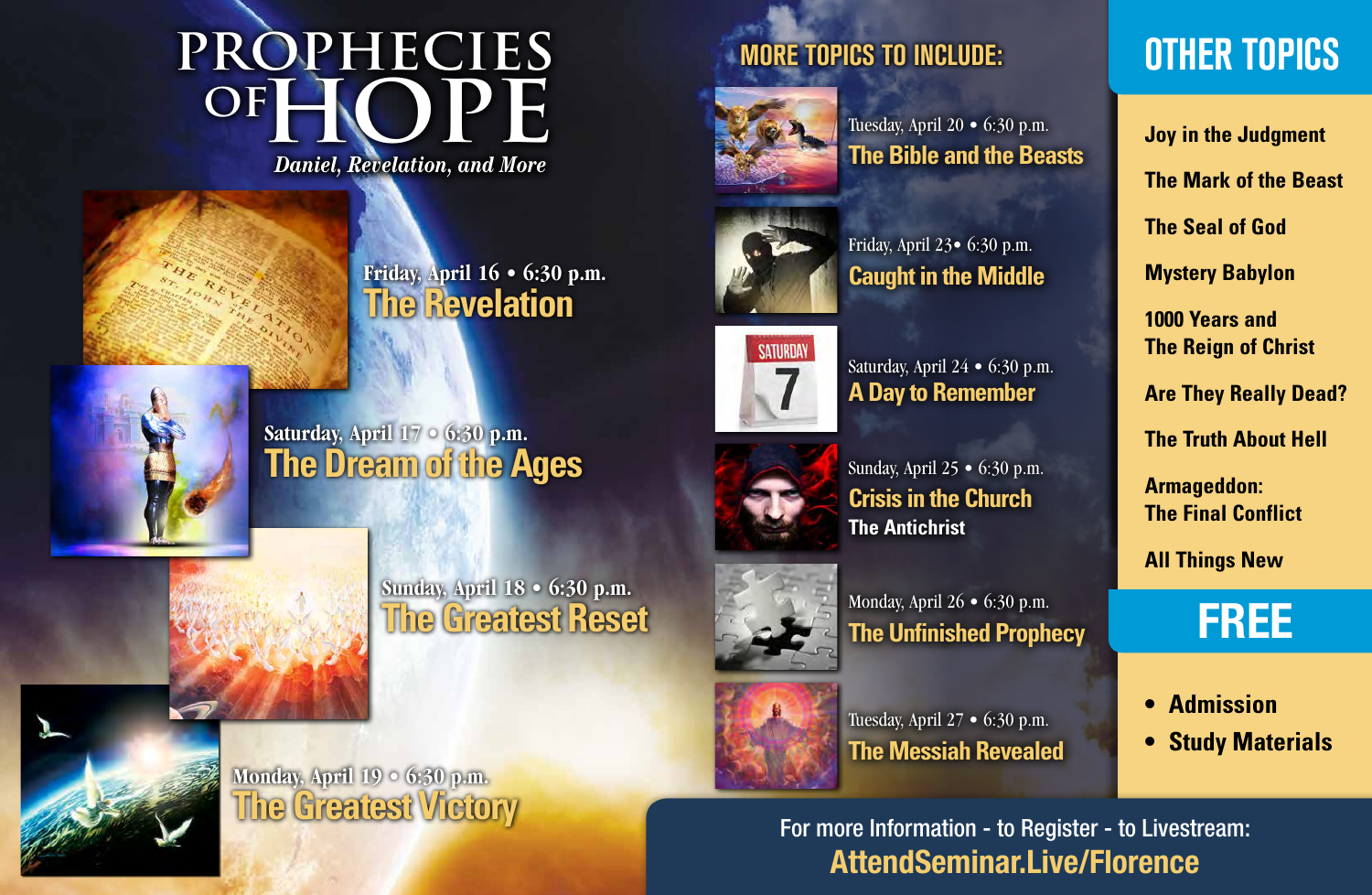# PROPHECIES OF HOPE

*Daniel, Revelation, and More*

Friday, April 16 • 6:30 p.m.
**The Revelation**

Saturday, April 17 • 6:30 p.m.
**The Dream of the Ages**

Sunday, April 18 • 6:30 p.m.
**The Greatest Reset**

Monday, April 19 • 6:30 p.m.
**The Greatest Victory**

## MORE TOPICS TO INCLUDE:

Tuesday, April 20 • 6:30 p.m.
**The Bible and the Beasts**

Friday, April 23• 6:30 p.m.
**Caught in the Middle**

Saturday, April 24 • 6:30 p.m.
**A Day to Remember**

Sunday, April 25 • 6:30 p.m.
**Crisis in the Church**
**The Antichrist**

Monday, April 26 • 6:30 p.m.
**The Unfinished Prophecy**

Tuesday, April 27 • 6:30 p.m.
**The Messiah Revealed**

## OTHER TOPICS

**Joy in the Judgment**

**The Mark of the Beast**

**The Seal of God**

**Mystery Babylon**

**1000 Years and The Reign of Christ**

**Are They Really Dead?**

**The Truth About Hell**

**Armageddon: The Final Conflict**

**All Things New**

## FREE

- **Admission**
- **Study Materials**

For more Information - to Register - to Livestream:
**AttendSeminar.Live/Florence**